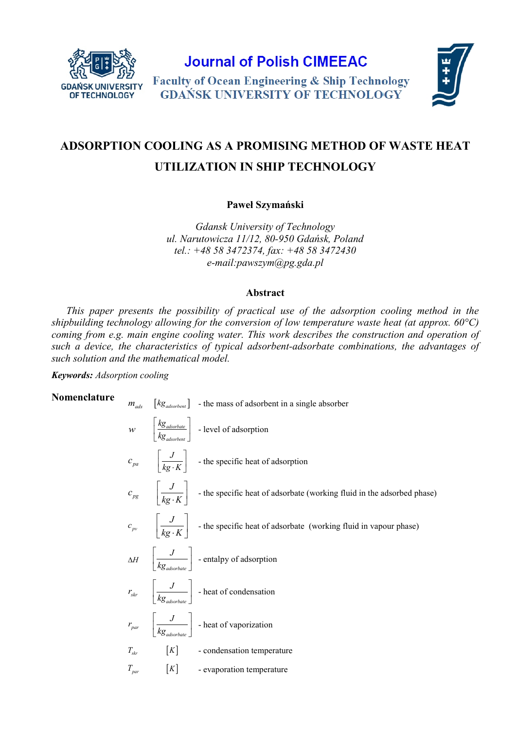Journal of Polish CIMEEAC

Faculty of Ocean Engineering & Ship Technology
GDAŃSK UNIVERSITY OF TECHNOLOGY

# ADSORPTION COOLING AS A PROMISING METHOD OF WASTE HEAT UTILIZATION IN SHIP TECHNOLOGY

**Paweł Szymański**

*Gdansk University of Technology*
*ul. Narutowicza 11/12, 80-950 Gdańsk, Poland*
*tel.: +48 58 3472374, fax: +48 58 3472430*
*e-mail:pawszym@pg.gda.pl*

## Abstract

*This paper presents the possibility of practical use of the adsorption cooling method in the shipbuilding technology allowing for the conversion of low temperature waste heat (at approx. 60°C) coming from e.g. main engine cooling water. This work describes the construction and operation of such a device, the characteristics of typical adsorbent-adsorbate combinations, the advantages of such solution and the mathematical model.*

***Keywords:*** *Adsorption cooling*

## Nomenclature

| Symbol | Unit | Description |
|---|---|---|
| $m_{ads}$ | $[kg_{adsorbent}]$ | - the mass of adsorbent in a single absorber |
| $w$ | $\left[\frac{kg_{adsorbate}}{kg_{adsorbent}}\right]$ | - level of adsorption |
| $c_{pa}$ | $\left[\frac{J}{kg \cdot K}\right]$ | - the specific heat of adsorption |
| $c_{pg}$ | $\left[\frac{J}{kg \cdot K}\right]$ | - the specific heat of adsorbate (working fluid in the adsorbed phase) |
| $c_{pv}$ | $\left[\frac{J}{kg \cdot K}\right]$ | - the specific heat of adsorbate (working fluid in vapour phase) |
| $\Delta H$ | $\left[\frac{J}{kg_{adsorbate}}\right]$ | - entalpy of adsorption |
| $r_{skr}$ | $\left[\frac{J}{kg_{adsorbate}}\right]$ | - heat of condensation |
| $r_{par}$ | $\left[\frac{J}{kg_{adsorbate}}\right]$ | - heat of vaporization |
| $T_{skr}$ | $[K]$ | - condensation temperature |
| $T_{par}$ | $[K]$ | - evaporation temperature |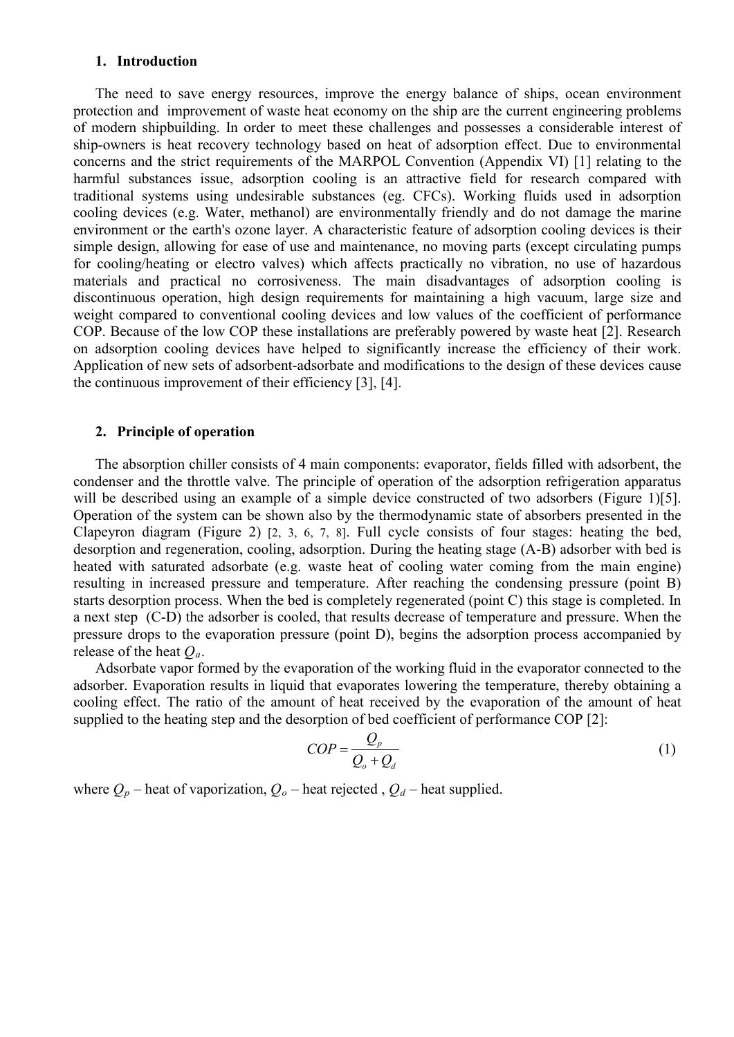## 1. Introduction

The need to save energy resources, improve the energy balance of ships, ocean environment protection and improvement of waste heat economy on the ship are the current engineering problems of modern shipbuilding. In order to meet these challenges and possesses a considerable interest of ship-owners is heat recovery technology based on heat of adsorption effect. Due to environmental concerns and the strict requirements of the MARPOL Convention (Appendix VI) [1] relating to the harmful substances issue, adsorption cooling is an attractive field for research compared with traditional systems using undesirable substances (eg. CFCs). Working fluids used in adsorption cooling devices (e.g. Water, methanol) are environmentally friendly and do not damage the marine environment or the earth's ozone layer. A characteristic feature of adsorption cooling devices is their simple design, allowing for ease of use and maintenance, no moving parts (except circulating pumps for cooling/heating or electro valves) which affects practically no vibration, no use of hazardous materials and practical no corrosiveness. The main disadvantages of adsorption cooling is discontinuous operation, high design requirements for maintaining a high vacuum, large size and weight compared to conventional cooling devices and low values of the coefficient of performance COP. Because of the low COP these installations are preferably powered by waste heat [2]. Research on adsorption cooling devices have helped to significantly increase the efficiency of their work. Application of new sets of adsorbent-adsorbate and modifications to the design of these devices cause the continuous improvement of their efficiency [3], [4].

## 2. Principle of operation

The absorption chiller consists of 4 main components: evaporator, fields filled with adsorbent, the condenser and the throttle valve. The principle of operation of the adsorption refrigeration apparatus will be described using an example of a simple device constructed of two adsorbers (Figure 1)[5]. Operation of the system can be shown also by the thermodynamic state of absorbers presented in the Clapeyron diagram (Figure 2) [2, 3, 6, 7, 8]. Full cycle consists of four stages: heating the bed, desorption and regeneration, cooling, adsorption. During the heating stage (A-B) adsorber with bed is heated with saturated adsorbate (e.g. waste heat of cooling water coming from the main engine) resulting in increased pressure and temperature. After reaching the condensing pressure (point B) starts desorption process. When the bed is completely regenerated (point C) this stage is completed. In a next step (C-D) the adsorber is cooled, that results decrease of temperature and pressure. When the pressure drops to the evaporation pressure (point D), begins the adsorption process accompanied by release of the heat $Q_a$.

Adsorbate vapor formed by the evaporation of the working fluid in the evaporator connected to the adsorber. Evaporation results in liquid that evaporates lowering the temperature, thereby obtaining a cooling effect. The ratio of the amount of heat received by the evaporation of the amount of heat supplied to the heating step and the desorption of bed coefficient of performance COP [2]:

$$COP = \frac{Q_p}{Q_o + Q_d} \tag{1}$$

where $Q_p$ – heat of vaporization, $Q_o$ – heat rejected , $Q_d$ – heat supplied.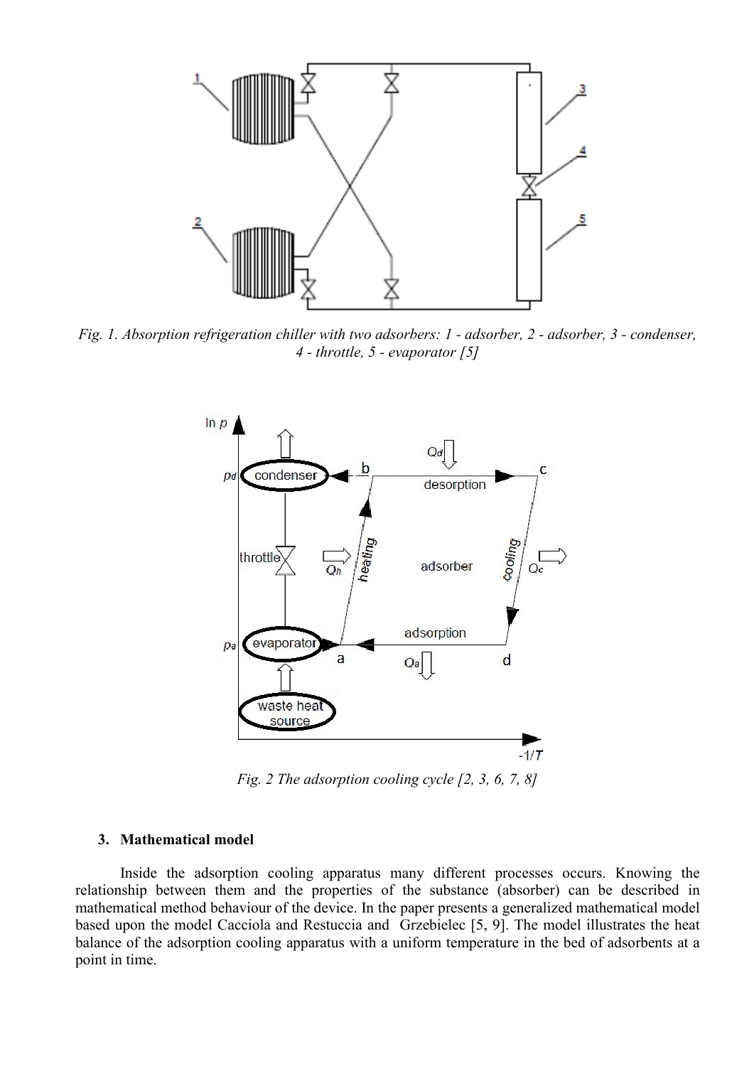*Fig. 1. Absorption refrigeration chiller with two adsorbers: 1 - adsorber, 2 - adsorber, 3 - condenser, 4 - throttle, 5 - evaporator [5]*

*Fig. 2 The adsorption cooling cycle [2, 3, 6, 7, 8]*

### 3. Mathematical model

Inside the adsorption cooling apparatus many different processes occurs. Knowing the relationship between them and the properties of the substance (absorber) can be described in mathematical method behaviour of the device. In the paper presents a generalized mathematical model based upon the model Cacciola and Restuccia and Grzebielec [5, 9]. The model illustrates the heat balance of the adsorption cooling apparatus with a uniform temperature in the bed of adsorbents at a point in time.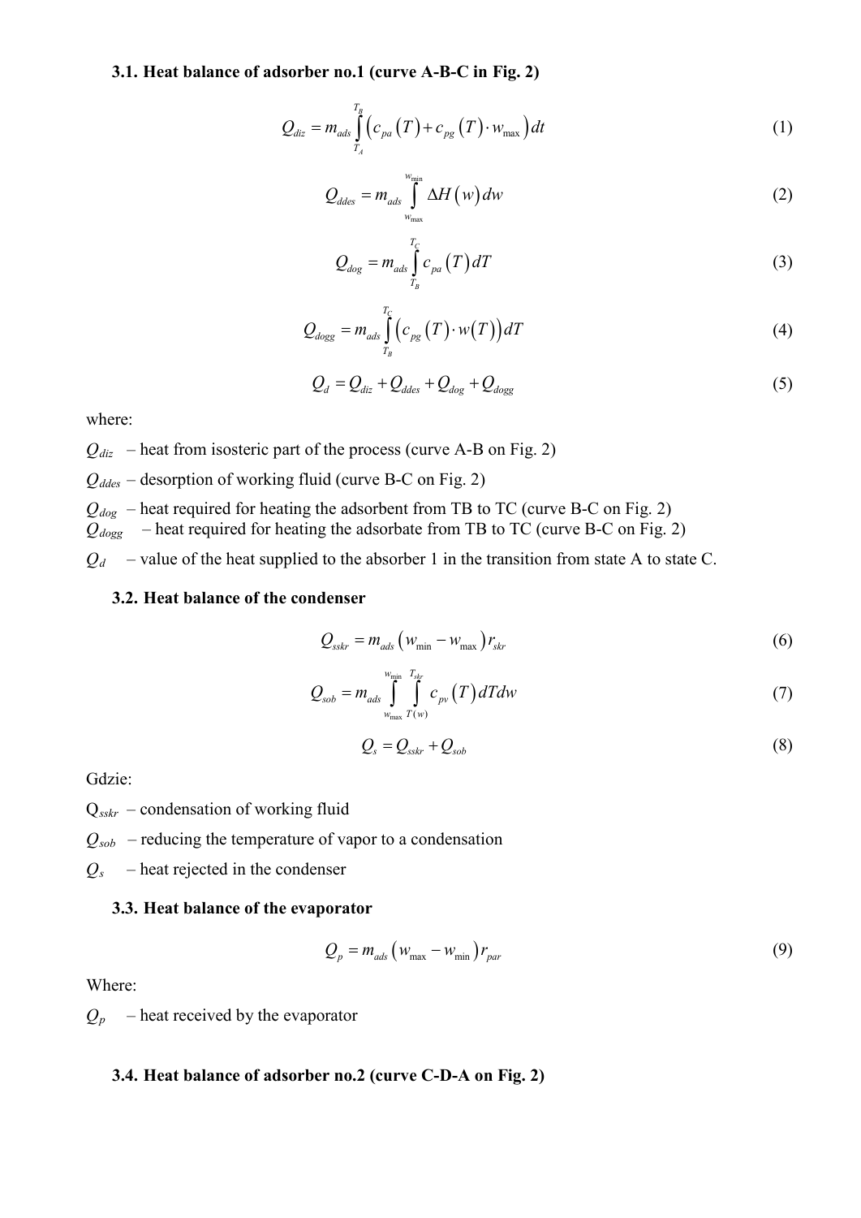### 3.1. Heat balance of adsorber no.1 (curve A-B-C in Fig. 2)

$$Q_{diz} = m_{ads} \int_{T_A}^{T_B} \left( c_{pa}(T) + c_{pg}(T) \cdot w_{\max} \right) dt \tag{1}$$

$$Q_{ddes} = m_{ads} \int_{w_{\max}}^{w_{\min}} \Delta H(w) dw \tag{2}$$

$$Q_{dog} = m_{ads} \int_{T_B}^{T_C} c_{pa}(T) dT \tag{3}$$

$$Q_{dogg} = m_{ads} \int_{T_B}^{T_C} \left( c_{pg}(T) \cdot w(T) \right) dT \tag{4}$$

$$Q_d = Q_{diz} + Q_{ddes} + Q_{dog} + Q_{dogg} \tag{5}$$

where:

$Q_{diz}$ – heat from isosteric part of the process (curve A-B on Fig. 2)

$Q_{ddes}$ – desorption of working fluid (curve B-C on Fig. 2)

$Q_{dog}$ – heat required for heating the adsorbent from TB to TC (curve B-C on Fig. 2)

$Q_{dogg}$ – heat required for heating the adsorbate from TB to TC (curve B-C on Fig. 2)

$Q_d$ – value of the heat supplied to the absorber 1 in the transition from state A to state C.

### 3.2. Heat balance of the condenser

$$Q_{sskr} = m_{ads} \left( w_{\min} - w_{\max} \right) r_{skr} \tag{6}$$

$$Q_{sob} = m_{ads} \int_{w_{\max}}^{w_{\min}} \int_{T(w)}^{T_{skr}} c_{pv}(T) dT dw \tag{7}$$

$$Q_s = Q_{sskr} + Q_{sob} \tag{8}$$

Gdzie:

$Q_{sskr}$ – condensation of working fluid

$Q_{sob}$ – reducing the temperature of vapor to a condensation

$Q_s$ – heat rejected in the condenser

### 3.3. Heat balance of the evaporator

$$Q_p = m_{ads} \left( w_{\max} - w_{\min} \right) r_{par} \tag{9}$$

Where:

$Q_p$ – heat received by the evaporator

### 3.4. Heat balance of adsorber no.2 (curve C-D-A on Fig. 2)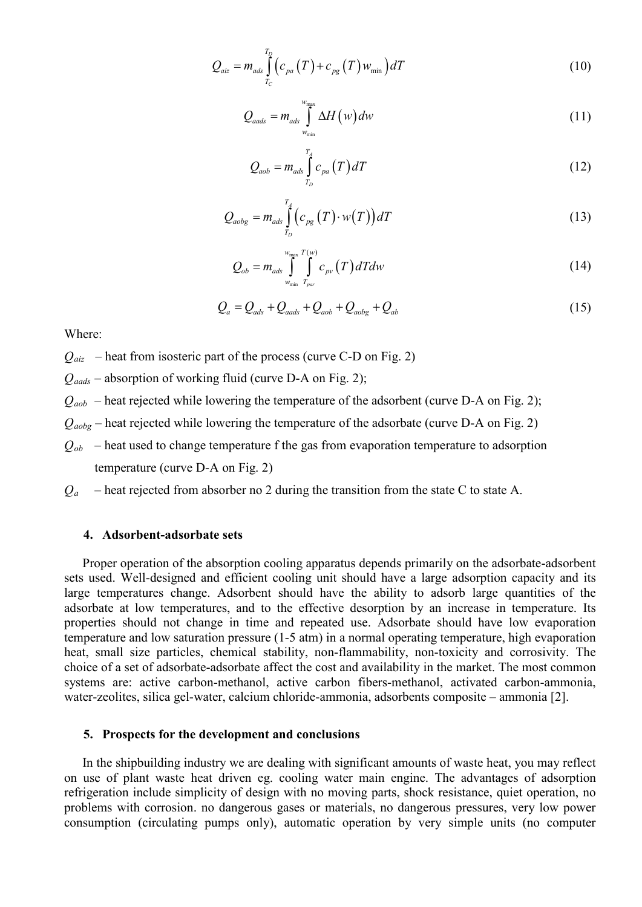$$Q_{aiz} = m_{ads} \int_{T_C}^{T_D} \left( c_{pa}\left(T\right) + c_{pg}\left(T\right) w_{\min} \right) dT \tag{10}$$

$$Q_{aads} = m_{ads} \int_{w_{\min}}^{w_{\max}} \Delta H\left(w\right) dw \tag{11}$$

$$Q_{aob} = m_{ads} \int_{T_D}^{T_A} c_{pa}\left(T\right) dT \tag{12}$$

$$Q_{aobg} = m_{ads} \int_{T_D}^{T_A} \left( c_{pg}\left(T\right) \cdot w\left(T\right) \right) dT \tag{13}$$

$$Q_{ob} = m_{ads} \int_{w_{\min}}^{w_{\max}} \int_{T_{par}}^{T(w)} c_{pv}\left(T\right) dT dw \tag{14}$$

$$Q_a = Q_{ads} + Q_{aads} + Q_{aob} + Q_{aobg} + Q_{ab} \tag{15}$$

Where:

$Q_{aiz}$ – heat from isosteric part of the process (curve C-D on Fig. 2)

$Q_{aads}$ – absorption of working fluid (curve D-A on Fig. 2);

$Q_{aob}$ – heat rejected while lowering the temperature of the adsorbent (curve D-A on Fig. 2);

$Q_{aobg}$ – heat rejected while lowering the temperature of the adsorbate (curve D-A on Fig. 2)

$Q_{ob}$ – heat used to change temperature f the gas from evaporation temperature to adsorption temperature (curve D-A on Fig. 2)

$Q_a$ – heat rejected from absorber no 2 during the transition from the state C to state A.

## 4. Adsorbent-adsorbate sets

Proper operation of the absorption cooling apparatus depends primarily on the adsorbate-adsorbent sets used. Well-designed and efficient cooling unit should have a large adsorption capacity and its large temperatures change. Adsorbent should have the ability to adsorb large quantities of the adsorbate at low temperatures, and to the effective desorption by an increase in temperature. Its properties should not change in time and repeated use. Adsorbate should have low evaporation temperature and low saturation pressure (1-5 atm) in a normal operating temperature, high evaporation heat, small size particles, chemical stability, non-flammability, non-toxicity and corrosivity. The choice of a set of adsorbate-adsorbate affect the cost and availability in the market. The most common systems are: active carbon-methanol, active carbon fibers-methanol, activated carbon-ammonia, water-zeolites, silica gel-water, calcium chloride-ammonia, adsorbents composite – ammonia [2].

## 5. Prospects for the development and conclusions

In the shipbuilding industry we are dealing with significant amounts of waste heat, you may reflect on use of plant waste heat driven eg. cooling water main engine. The advantages of adsorption refrigeration include simplicity of design with no moving parts, shock resistance, quiet operation, no problems with corrosion. no dangerous gases or materials, no dangerous pressures, very low power consumption (circulating pumps only), automatic operation by very simple units (no computer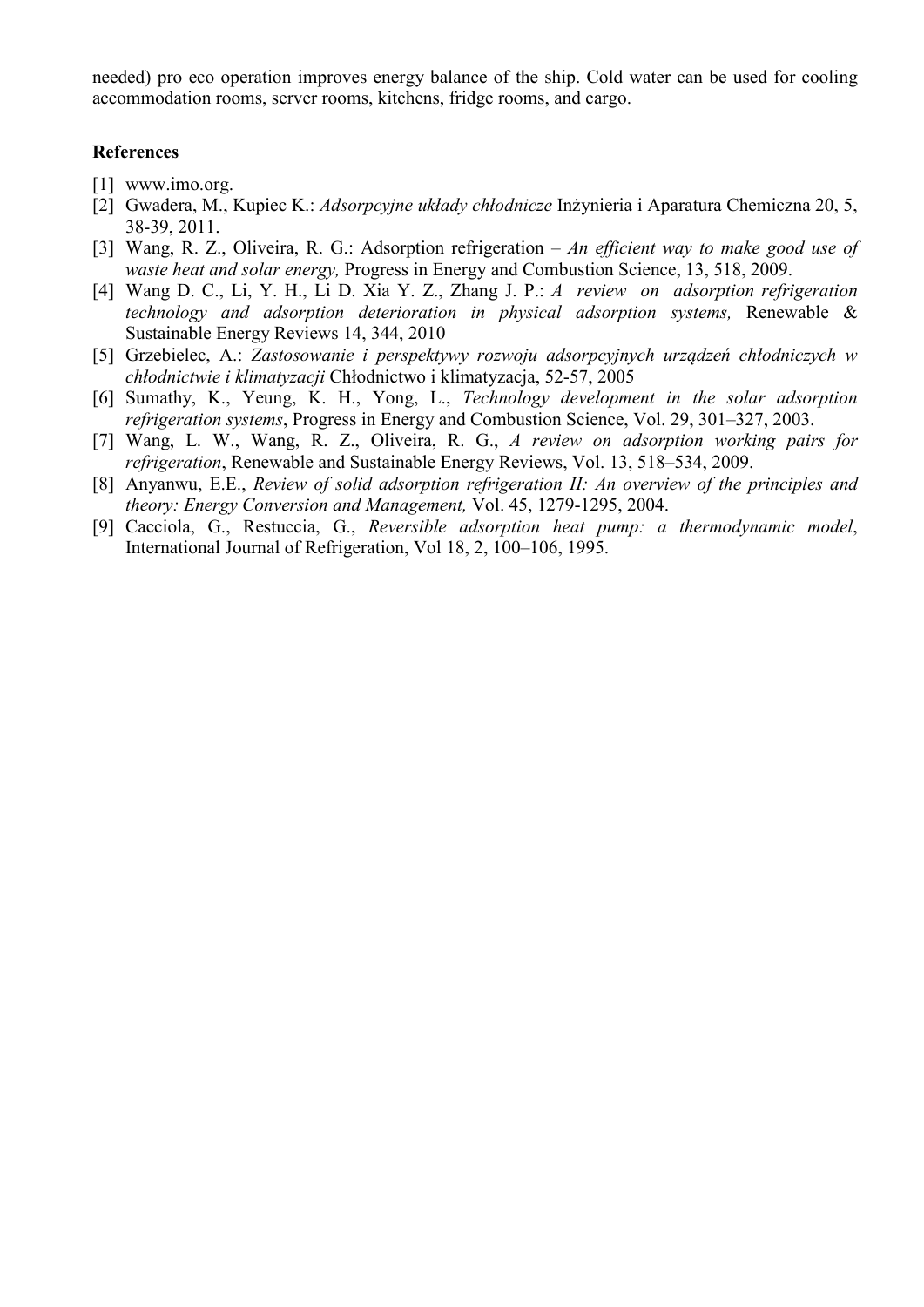needed) pro eco operation improves energy balance of the ship. Cold water can be used for cooling accommodation rooms, server rooms, kitchens, fridge rooms, and cargo.

**References**

[1] www.imo.org.

[2] Gwadera, M., Kupiec K.: *Adsorpcyjne układy chłodnicze* Inżynieria i Aparatura Chemiczna 20, 5, 38-39, 2011.

[3] Wang, R. Z., Oliveira, R. G.: Adsorption refrigeration – *An efficient way to make good use of waste heat and solar energy,* Progress in Energy and Combustion Science, 13, 518, 2009.

[4] Wang D. C., Li, Y. H., Li D. Xia Y. Z., Zhang J. P.: *A review on adsorption refrigeration technology and adsorption deterioration in physical adsorption systems,* Renewable & Sustainable Energy Reviews 14, 344, 2010

[5] Grzebielec, A.: *Zastosowanie i perspektywy rozwoju adsorpcyjnych urządzeń chłodniczych w chłodnictwie i klimatyzacji* Chłodnictwo i klimatyzacja, 52-57, 2005

[6] Sumathy, K., Yeung, K. H., Yong, L., *Technology development in the solar adsorption refrigeration systems*, Progress in Energy and Combustion Science, Vol. 29, 301–327, 2003.

[7] Wang, L. W., Wang, R. Z., Oliveira, R. G., *A review on adsorption working pairs for refrigeration*, Renewable and Sustainable Energy Reviews, Vol. 13, 518–534, 2009.

[8] Anyanwu, E.E., *Review of solid adsorption refrigeration II: An overview of the principles and theory: Energy Conversion and Management,* Vol. 45, 1279-1295, 2004.

[9] Cacciola, G., Restuccia, G., *Reversible adsorption heat pump: a thermodynamic model*, International Journal of Refrigeration, Vol 18, 2, 100–106, 1995.